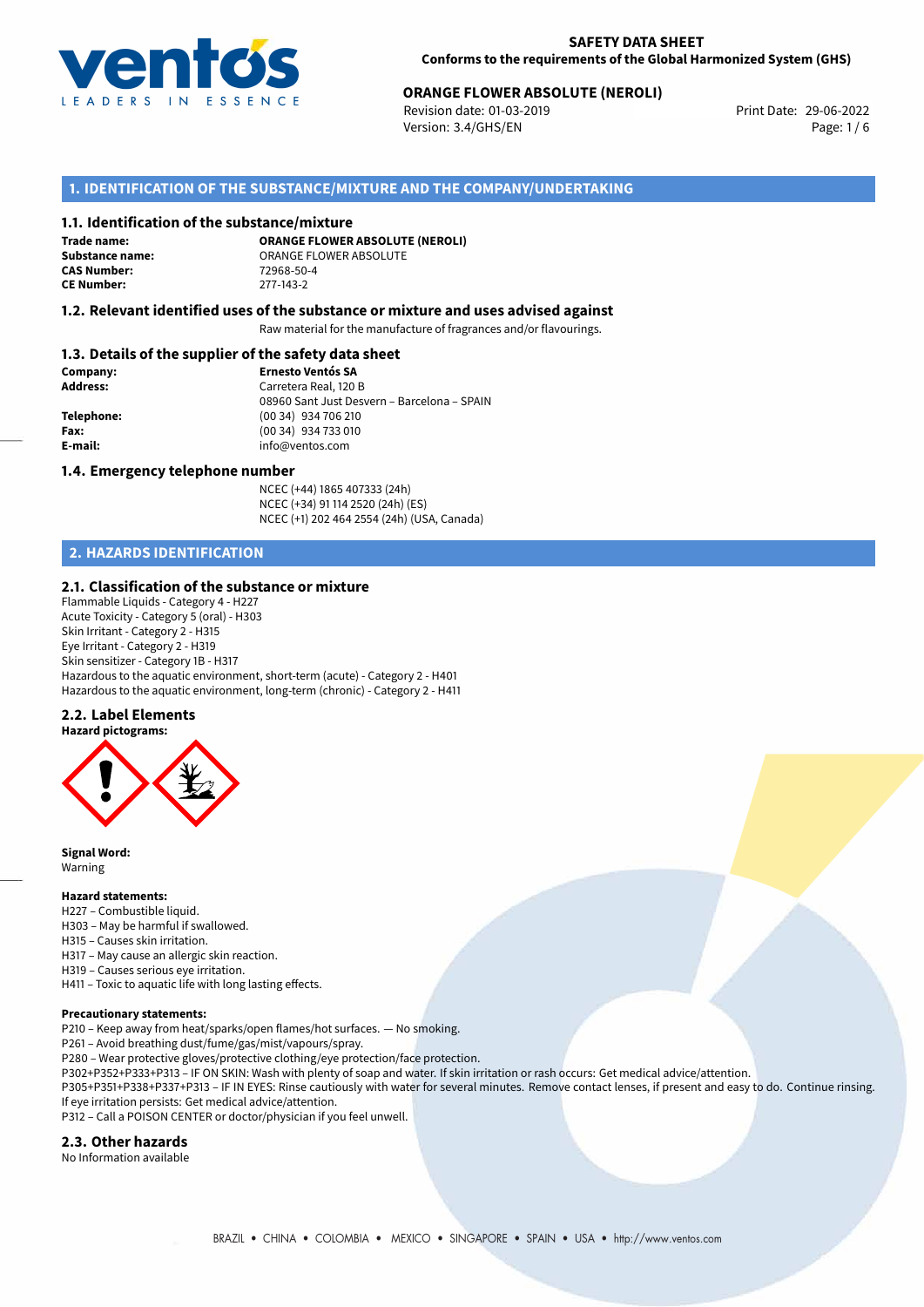# SAFETY DATA SHEET

**Conforms to the requirements of the Global Harmonized System (GHS)**

## ORANGE FLOWER ABSOLUTE (NEROLI)

Revision date: 01-03-2019
Version: 3.4/GHS/EN
Print Date: 29-06-2022

## 1. IDENTIFICATION OF THE SUBSTANCE/MIXTURE AND THE COMPANY/UNDERTAKING

### 1.1. Identification of the substance/mixture

**Trade name:** **ORANGE FLOWER ABSOLUTE (NEROLI)**
**Substance name:** ORANGE FLOWER ABSOLUTE
**CAS Number:** 72968-50-4
**CE Number:** 277-143-2

### 1.2. Relevant identified uses of the substance or mixture and uses advised against

Raw material for the manufacture of fragrances and/or flavourings.

### 1.3. Details of the supplier of the safety data sheet

**Company:** **Ernesto Ventós SA**
**Address:** Carretera Real, 120 B
08960 Sant Just Desvern – Barcelona – SPAIN
**Telephone:** (00 34) 934 706 210
**Fax:** (00 34) 934 733 010
**E-mail:** info@ventos.com

### 1.4. Emergency telephone number

NCEC (+44) 1865 407333 (24h)
NCEC (+34) 91 114 2520 (24h) (ES)
NCEC (+1) 202 464 2554 (24h) (USA, Canada)

## 2. HAZARDS IDENTIFICATION

### 2.1. Classification of the substance or mixture

Flammable Liquids - Category 4 - H227
Acute Toxicity - Category 5 (oral) - H303
Skin Irritant - Category 2 - H315
Eye Irritant - Category 2 - H319
Skin sensitizer - Category 1B - H317
Hazardous to the aquatic environment, short-term (acute) - Category 2 - H401
Hazardous to the aquatic environment, long-term (chronic) - Category 2 - H411

### 2.2. Label Elements

**Hazard pictograms:**

**Signal Word:**
Warning

**Hazard statements:**
H227 – Combustible liquid.
H303 – May be harmful if swallowed.
H315 – Causes skin irritation.
H317 – May cause an allergic skin reaction.
H319 – Causes serious eye irritation.
H411 – Toxic to aquatic life with long lasting effects.

**Precautionary statements:**
P210 – Keep away from heat/sparks/open flames/hot surfaces. — No smoking.
P261 – Avoid breathing dust/fume/gas/mist/vapours/spray.
P280 – Wear protective gloves/protective clothing/eye protection/face protection.
P302+P352+P333+P313 – IF ON SKIN: Wash with plenty of soap and water. If skin irritation or rash occurs: Get medical advice/attention.
P305+P351+P338+P337+P313 – IF IN EYES: Rinse cautiously with water for several minutes. Remove contact lenses, if present and easy to do. Continue rinsing. If eye irritation persists: Get medical advice/attention.
P312 – Call a POISON CENTER or doctor/physician if you feel unwell.

### 2.3. Other hazards

No Information available

BRAZIL • CHINA • COLOMBIA • MEXICO • SINGAPORE • SPAIN • USA • http://www.ventos.com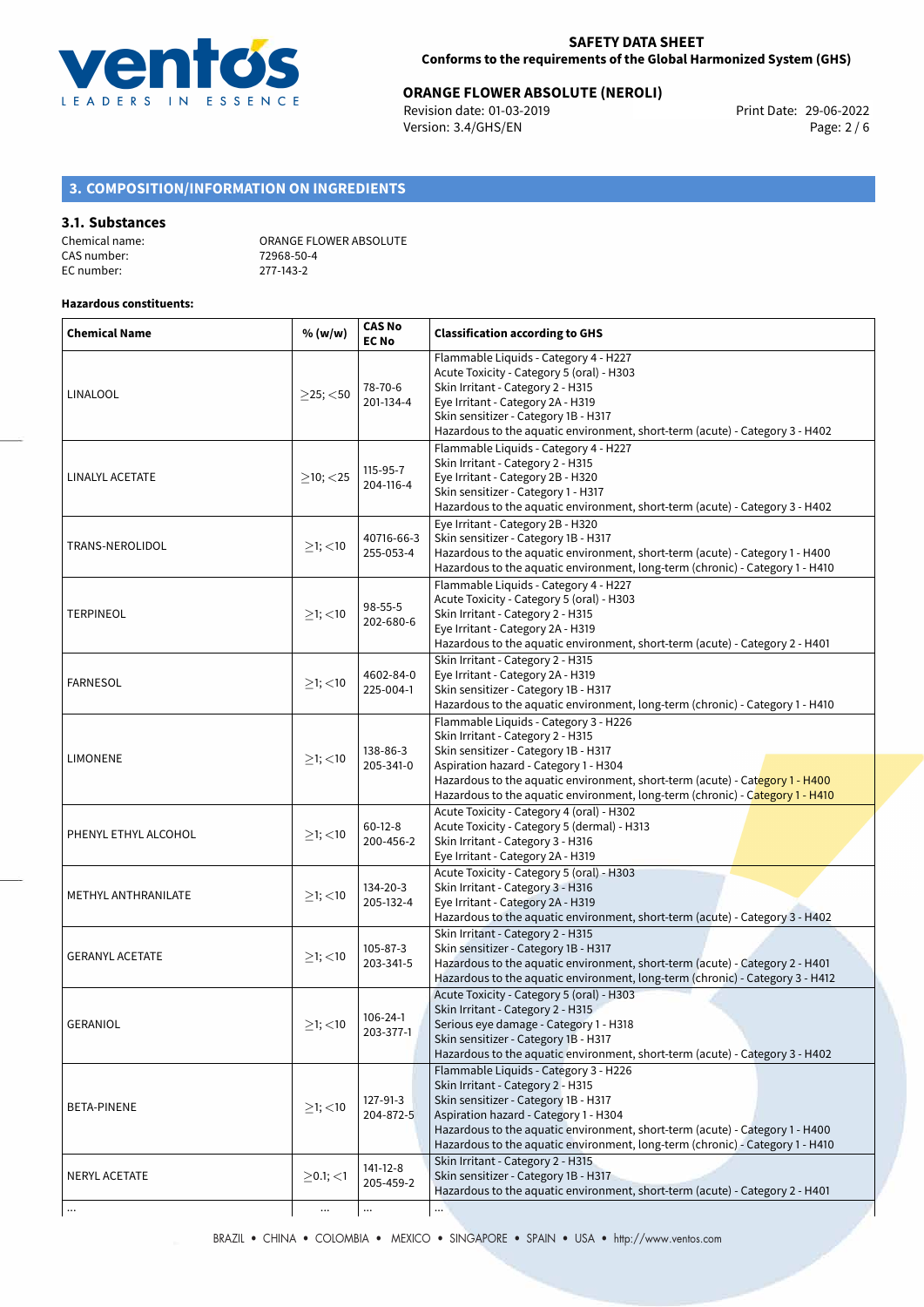## 3. COMPOSITION/INFORMATION ON INGREDIENTS

### 3.1. Substances

Chemical name: ORANGE FLOWER ABSOLUTE
CAS number: 72968-50-4
EC number: 277-143-2

**Hazardous constituents:**

| Chemical Name | % (w/w) | CAS No EC No | Classification according to GHS |
|---|---|---|---|
| LINALOOL | ≥25; <50 | 78-70-6 201-134-4 | Flammable Liquids - Category 4 - H227<br>Acute Toxicity - Category 5 (oral) - H303<br>Skin Irritant - Category 2 - H315<br>Eye Irritant - Category 2A - H319<br>Skin sensitizer - Category 1B - H317<br>Hazardous to the aquatic environment, short-term (acute) - Category 3 - H402 |
| LINALYL ACETATE | ≥10; <25 | 115-95-7 204-116-4 | Flammable Liquids - Category 4 - H227<br>Skin Irritant - Category 2 - H315<br>Eye Irritant - Category 2B - H320<br>Skin sensitizer - Category 1 - H317<br>Hazardous to the aquatic environment, short-term (acute) - Category 3 - H402 |
| TRANS-NEROLIDOL | ≥1; <10 | 40716-66-3 255-053-4 | Eye Irritant - Category 2B - H320<br>Skin sensitizer - Category 1B - H317<br>Hazardous to the aquatic environment, short-term (acute) - Category 1 - H400<br>Hazardous to the aquatic environment, long-term (chronic) - Category 1 - H410 |
| TERPINEOL | ≥1; <10 | 98-55-5 202-680-6 | Flammable Liquids - Category 4 - H227<br>Acute Toxicity - Category 5 (oral) - H303<br>Skin Irritant - Category 2 - H315<br>Eye Irritant - Category 2A - H319<br>Hazardous to the aquatic environment, short-term (acute) - Category 2 - H401 |
| FARNESOL | ≥1; <10 | 4602-84-0 225-004-1 | Skin Irritant - Category 2 - H315<br>Eye Irritant - Category 2A - H319<br>Skin sensitizer - Category 1B - H317<br>Hazardous to the aquatic environment, long-term (chronic) - Category 1 - H410 |
| LIMONENE | ≥1; <10 | 138-86-3 205-341-0 | Flammable Liquids - Category 3 - H226<br>Skin Irritant - Category 2 - H315<br>Skin sensitizer - Category 1B - H317<br>Aspiration hazard - Category 1 - H304<br>Hazardous to the aquatic environment, short-term (acute) - Category 1 - H400<br>Hazardous to the aquatic environment, long-term (chronic) - Category 1 - H410 |
| PHENYL ETHYL ALCOHOL | ≥1; <10 | 60-12-8 200-456-2 | Acute Toxicity - Category 4 (oral) - H302<br>Acute Toxicity - Category 5 (dermal) - H313<br>Skin Irritant - Category 3 - H316<br>Eye Irritant - Category 2A - H319 |
| METHYL ANTHRANILATE | ≥1; <10 | 134-20-3 205-132-4 | Acute Toxicity - Category 5 (oral) - H303<br>Skin Irritant - Category 3 - H316<br>Eye Irritant - Category 2A - H319<br>Hazardous to the aquatic environment, short-term (acute) - Category 3 - H402 |
| GERANYL ACETATE | ≥1; <10 | 105-87-3 203-341-5 | Skin Irritant - Category 2 - H315<br>Skin sensitizer - Category 1B - H317<br>Hazardous to the aquatic environment, short-term (acute) - Category 2 - H401<br>Hazardous to the aquatic environment, long-term (chronic) - Category 3 - H412 |
| GERANIOL | ≥1; <10 | 106-24-1 203-377-1 | Acute Toxicity - Category 5 (oral) - H303<br>Skin Irritant - Category 2 - H315<br>Serious eye damage - Category 1 - H318<br>Skin sensitizer - Category 1B - H317<br>Hazardous to the aquatic environment, short-term (acute) - Category 3 - H402 |
| BETA-PINENE | ≥1; <10 | 127-91-3 204-872-5 | Flammable Liquids - Category 3 - H226<br>Skin Irritant - Category 2 - H315<br>Skin sensitizer - Category 1B - H317<br>Aspiration hazard - Category 1 - H304<br>Hazardous to the aquatic environment, short-term (acute) - Category 1 - H400<br>Hazardous to the aquatic environment, long-term (chronic) - Category 1 - H410 |
| NERYL ACETATE | ≥0.1; <1 | 141-12-8 205-459-2 | Skin Irritant - Category 2 - H315<br>Skin sensitizer - Category 1B - H317<br>Hazardous to the aquatic environment, short-term (acute) - Category 2 - H401 |
| ... | ... | ... | ... |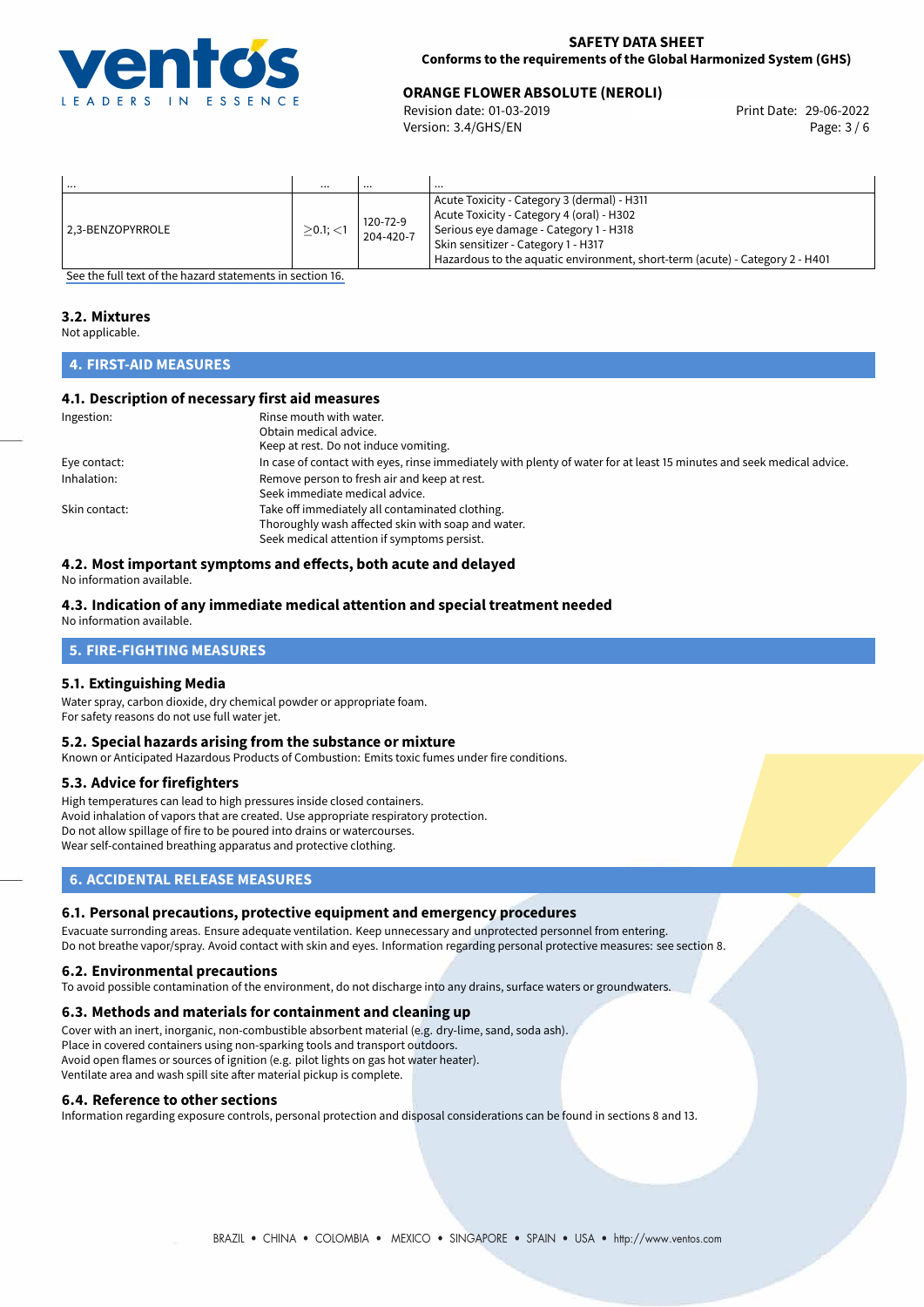| ... | ... | ... | ... |
|---|---|---|---|
| 2,3-BENZOPYRROLE | $\geq$0.1; <1 | 120-72-9<br>204-420-7 | Acute Toxicity - Category 3 (dermal) - H311<br>Acute Toxicity - Category 4 (oral) - H302<br>Serious eye damage - Category 1 - H318<br>Skin sensitizer - Category 1 - H317<br>Hazardous to the aquatic environment, short-term (acute) - Category 2 - H401 |

See the full text of the hazard statements in section 16.

### 3.2. Mixtures

Not applicable.

## 4. FIRST-AID MEASURES

### 4.1. Description of necessary first aid measures

Ingestion: Rinse mouth with water.
Obtain medical advice.
Keep at rest. Do not induce vomiting.

Eye contact: In case of contact with eyes, rinse immediately with plenty of water for at least 15 minutes and seek medical advice.

Inhalation: Remove person to fresh air and keep at rest.
Seek immediate medical advice.

Skin contact: Take off immediately all contaminated clothing.
Thoroughly wash affected skin with soap and water.
Seek medical attention if symptoms persist.

### 4.2. Most important symptoms and effects, both acute and delayed

No information available.

### 4.3. Indication of any immediate medical attention and special treatment needed

No information available.

## 5. FIRE-FIGHTING MEASURES

### 5.1. Extinguishing Media

Water spray, carbon dioxide, dry chemical powder or appropriate foam.
For safety reasons do not use full water jet.

### 5.2. Special hazards arising from the substance or mixture

Known or Anticipated Hazardous Products of Combustion: Emits toxic fumes under fire conditions.

### 5.3. Advice for firefighters

High temperatures can lead to high pressures inside closed containers.
Avoid inhalation of vapors that are created. Use appropriate respiratory protection.
Do not allow spillage of fire to be poured into drains or watercourses.
Wear self-contained breathing apparatus and protective clothing.

## 6. ACCIDENTAL RELEASE MEASURES

### 6.1. Personal precautions, protective equipment and emergency procedures

Evacuate surronding areas. Ensure adequate ventilation. Keep unnecessary and unprotected personnel from entering.
Do not breathe vapor/spray. Avoid contact with skin and eyes. Information regarding personal protective measures: see section 8.

### 6.2. Environmental precautions

To avoid possible contamination of the environment, do not discharge into any drains, surface waters or groundwaters.

### 6.3. Methods and materials for containment and cleaning up

Cover with an inert, inorganic, non-combustible absorbent material (e.g. dry-lime, sand, soda ash).
Place in covered containers using non-sparking tools and transport outdoors.
Avoid open flames or sources of ignition (e.g. pilot lights on gas hot water heater).
Ventilate area and wash spill site after material pickup is complete.

### 6.4. Reference to other sections

Information regarding exposure controls, personal protection and disposal considerations can be found in sections 8 and 13.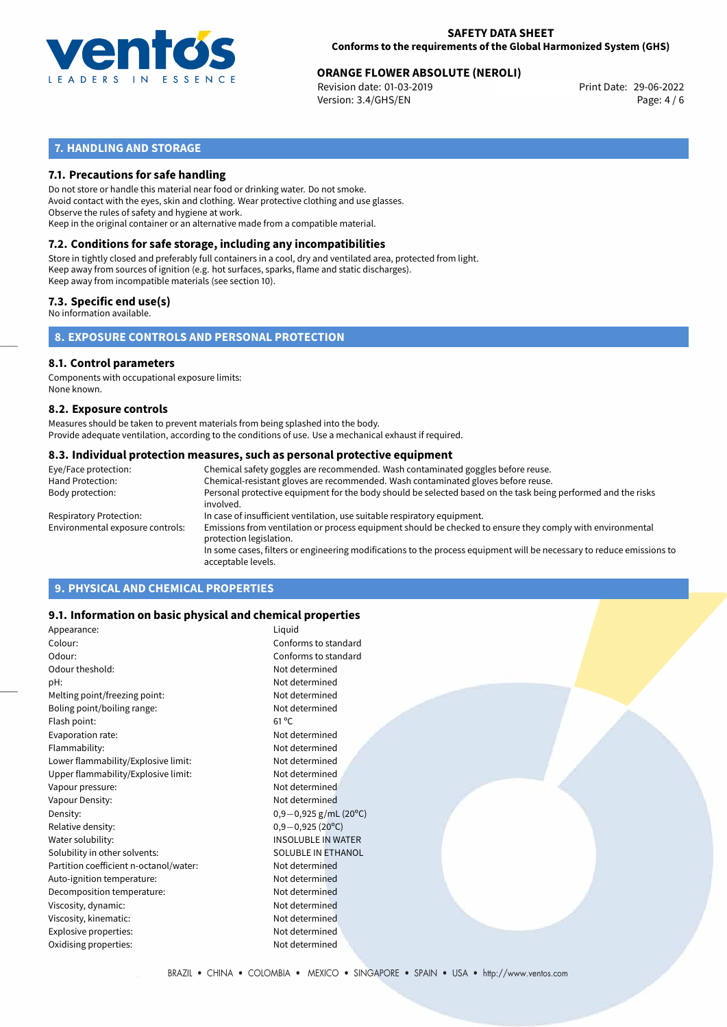## 7. HANDLING AND STORAGE

### 7.1. Precautions for safe handling

Do not store or handle this material near food or drinking water. Do not smoke.
Avoid contact with the eyes, skin and clothing. Wear protective clothing and use glasses.
Observe the rules of safety and hygiene at work.
Keep in the original container or an alternative made from a compatible material.

### 7.2. Conditions for safe storage, including any incompatibilities

Store in tightly closed and preferably full containers in a cool, dry and ventilated area, protected from light.
Keep away from sources of ignition (e.g. hot surfaces, sparks, flame and static discharges).
Keep away from incompatible materials (see section 10).

### 7.3. Specific end use(s)

No information available.

## 8. EXPOSURE CONTROLS AND PERSONAL PROTECTION

### 8.1. Control parameters

Components with occupational exposure limits:
None known.

### 8.2. Exposure controls

Measures should be taken to prevent materials from being splashed into the body.
Provide adequate ventilation, according to the conditions of use. Use a mechanical exhaust if required.

### 8.3. Individual protection measures, such as personal protective equipment

| | |
|---|---|
| Eye/Face protection: | Chemical safety goggles are recommended. Wash contaminated goggles before reuse. |
| Hand Protection: | Chemical-resistant gloves are recommended. Wash contaminated gloves before reuse. |
| Body protection: | Personal protective equipment for the body should be selected based on the task being performed and the risks involved. |
| Respiratory Protection: | In case of insufficient ventilation, use suitable respiratory equipment. |
| Environmental exposure controls: | Emissions from ventilation or process equipment should be checked to ensure they comply with environmental protection legislation. In some cases, filters or engineering modifications to the process equipment will be necessary to reduce emissions to acceptable levels. |

## 9. PHYSICAL AND CHEMICAL PROPERTIES

### 9.1. Information on basic physical and chemical properties

| | |
|---|---|
| Appearance: | Liquid |
| Colour: | Conforms to standard |
| Odour: | Conforms to standard |
| Odour theshold: | Not determined |
| pH: | Not determined |
| Melting point/freezing point: | Not determined |
| Boling point/boiling range: | Not determined |
| Flash point: | 61 °C |
| Evaporation rate: | Not determined |
| Flammability: | Not determined |
| Lower flammability/Explosive limit: | Not determined |
| Upper flammability/Explosive limit: | Not determined |
| Vapour pressure: | Not determined |
| Vapour Density: | Not determined |
| Density: | 0,9−0,925 g/mL (20°C) |
| Relative density: | 0,9−0,925 (20°C) |
| Water solubility: | INSOLUBLE IN WATER |
| Solubility in other solvents: | SOLUBLE IN ETHANOL |
| Partition coefficient n-octanol/water: | Not determined |
| Auto-ignition temperature: | Not determined |
| Decomposition temperature: | Not determined |
| Viscosity, dynamic: | Not determined |
| Viscosity, kinematic: | Not determined |
| Explosive properties: | Not determined |
| Oxidising properties: | Not determined |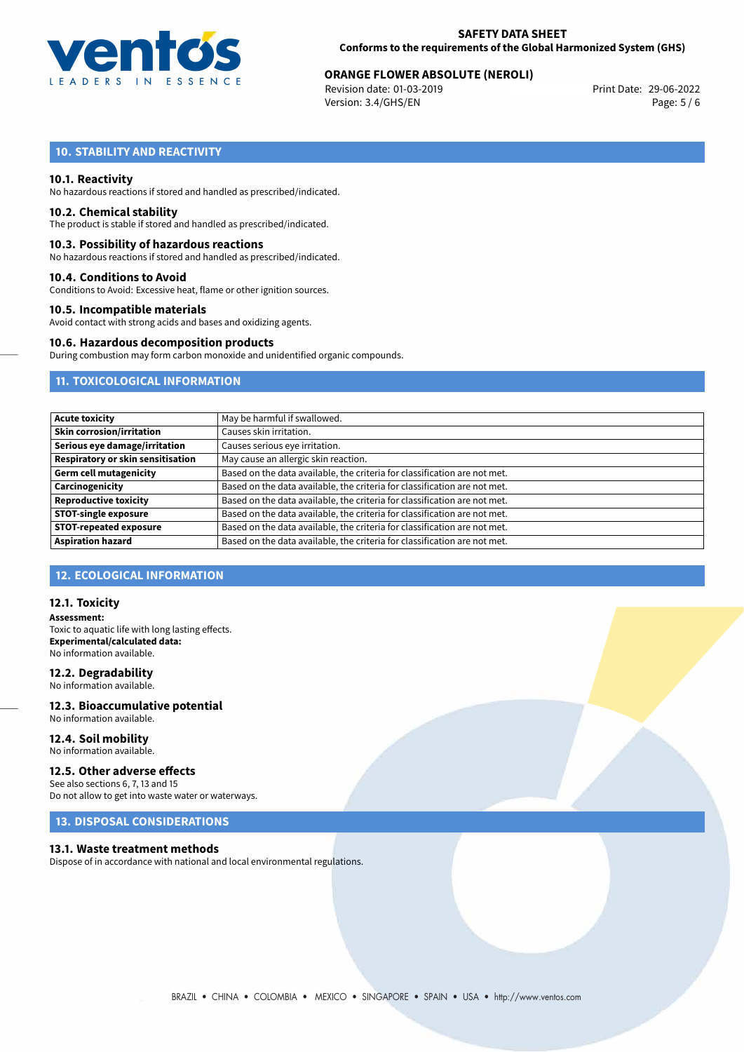## 10. STABILITY AND REACTIVITY

### 10.1. Reactivity

No hazardous reactions if stored and handled as prescribed/indicated.

### 10.2. Chemical stability

The product is stable if stored and handled as prescribed/indicated.

### 10.3. Possibility of hazardous reactions

No hazardous reactions if stored and handled as prescribed/indicated.

### 10.4. Conditions to Avoid

Conditions to Avoid: Excessive heat, flame or other ignition sources.

### 10.5. Incompatible materials

Avoid contact with strong acids and bases and oxidizing agents.

### 10.6. Hazardous decomposition products

During combustion may form carbon monoxide and unidentified organic compounds.

## 11. TOXICOLOGICAL INFORMATION

| | |
|---|---|
| **Acute toxicity** | May be harmful if swallowed. |
| **Skin corrosion/irritation** | Causes skin irritation. |
| **Serious eye damage/irritation** | Causes serious eye irritation. |
| **Respiratory or skin sensitisation** | May cause an allergic skin reaction. |
| **Germ cell mutagenicity** | Based on the data available, the criteria for classification are not met. |
| **Carcinogenicity** | Based on the data available, the criteria for classification are not met. |
| **Reproductive toxicity** | Based on the data available, the criteria for classification are not met. |
| **STOT-single exposure** | Based on the data available, the criteria for classification are not met. |
| **STOT-repeated exposure** | Based on the data available, the criteria for classification are not met. |
| **Aspiration hazard** | Based on the data available, the criteria for classification are not met. |

## 12. ECOLOGICAL INFORMATION

### 12.1. Toxicity

**Assessment:**
Toxic to aquatic life with long lasting effects.
**Experimental/calculated data:**
No information available.

### 12.2. Degradability

No information available.

### 12.3. Bioaccumulative potential

No information available.

### 12.4. Soil mobility

No information available.

### 12.5. Other adverse effects

See also sections 6, 7, 13 and 15
Do not allow to get into waste water or waterways.

## 13. DISPOSAL CONSIDERATIONS

### 13.1. Waste treatment methods

Dispose of in accordance with national and local environmental regulations.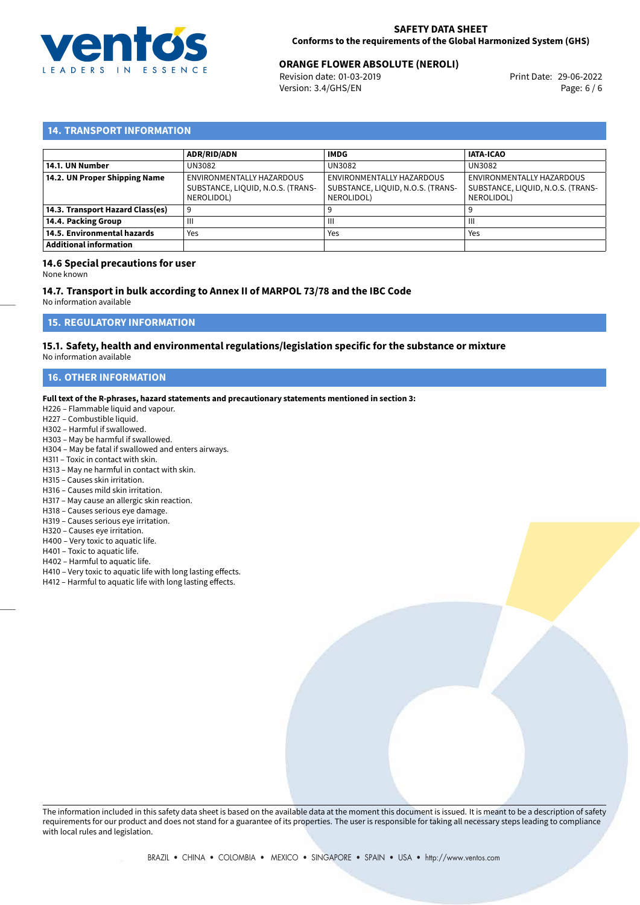## 14. TRANSPORT INFORMATION

| | ADR/RID/ADN | IMDG | IATA-ICAO |
|---|---|---|---|
| **14.1. UN Number** | UN3082 | UN3082 | UN3082 |
| **14.2. UN Proper Shipping Name** | ENVIRONMENTALLY HAZARDOUS SUBSTANCE, LIQUID, N.O.S. (TRANS-NEROLIDOL) | ENVIRONMENTALLY HAZARDOUS SUBSTANCE, LIQUID, N.O.S. (TRANS-NEROLIDOL) | ENVIRONMENTALLY HAZARDOUS SUBSTANCE, LIQUID, N.O.S. (TRANS-NEROLIDOL) |
| **14.3. Transport Hazard Class(es)** | 9 | 9 | 9 |
| **14.4. Packing Group** | III | III | III |
| **14.5. Environmental hazards** | Yes | Yes | Yes |
| **Additional information** | | | |

### 14.6 Special precautions for user

None known

### 14.7. Transport in bulk according to Annex II of MARPOL 73/78 and the IBC Code

No information available

## 15. REGULATORY INFORMATION

### 15.1. Safety, health and environmental regulations/legislation specific for the substance or mixture

No information available

## 16. OTHER INFORMATION

**Full text of the R-phrases, hazard statements and precautionary statements mentioned in section 3:**

H226 – Flammable liquid and vapour.
H227 – Combustible liquid.
H302 – Harmful if swallowed.
H303 – May be harmful if swallowed.
H304 – May be fatal if swallowed and enters airways.
H311 – Toxic in contact with skin.
H313 – May ne harmful in contact with skin.
H315 – Causes skin irritation.
H316 – Causes mild skin irritation.
H317 – May cause an allergic skin reaction.
H318 – Causes serious eye damage.
H319 – Causes serious eye irritation.
H320 – Causes eye irritation.
H400 – Very toxic to aquatic life.
H401 – Toxic to aquatic life.
H402 – Harmful to aquatic life.
H410 – Very toxic to aquatic life with long lasting effects.
H412 – Harmful to aquatic life with long lasting effects.

The information included in this safety data sheet is based on the available data at the moment this document is issued. It is meant to be a description of safety requirements for our product and does not stand for a guarantee of its properties. The user is responsible for taking all necessary steps leading to compliance with local rules and legislation.